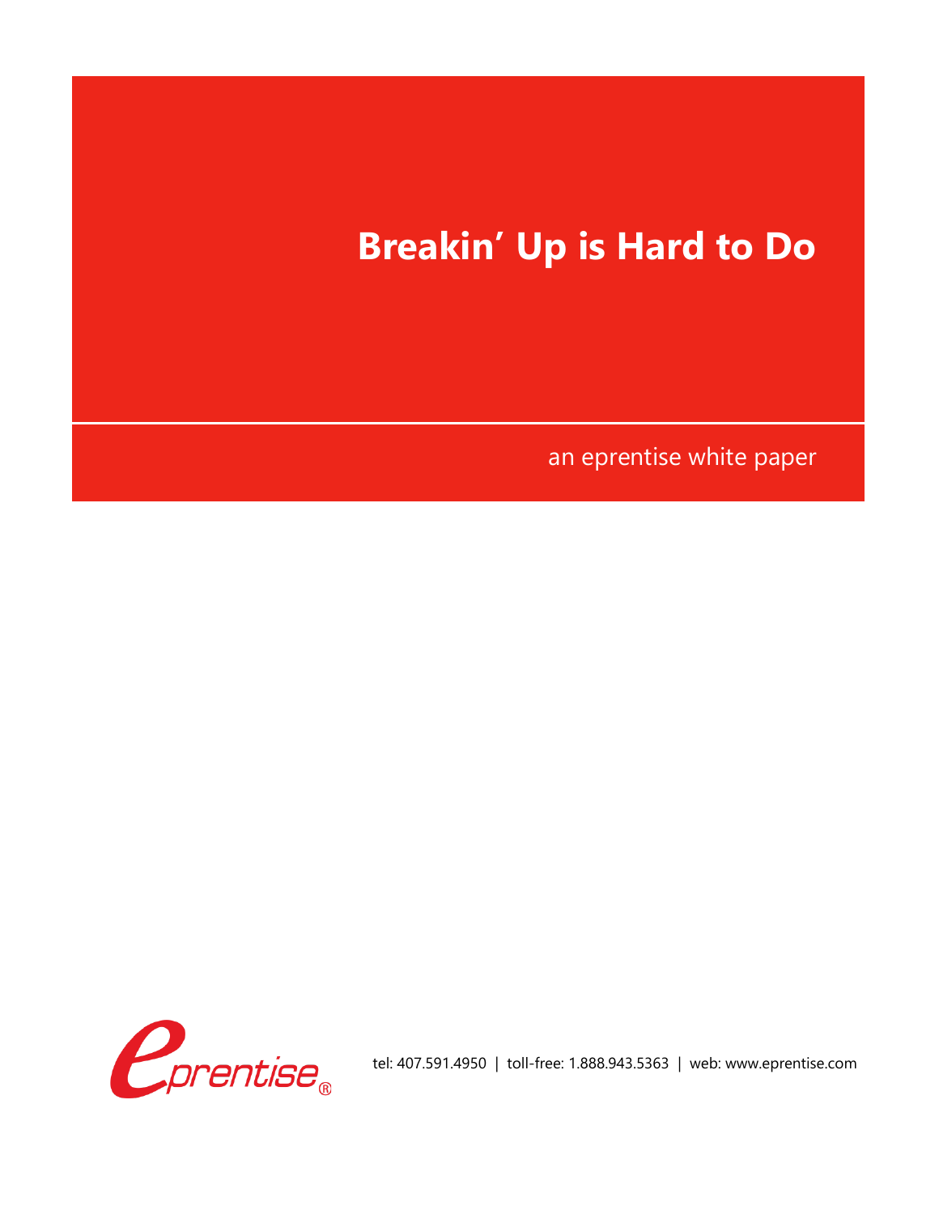# Breakin' Up is Hard to Do

an eprentise white paper

tel: 407.591.4950 | toll-free: 1.888.943.5363 | web: www.eprentise.com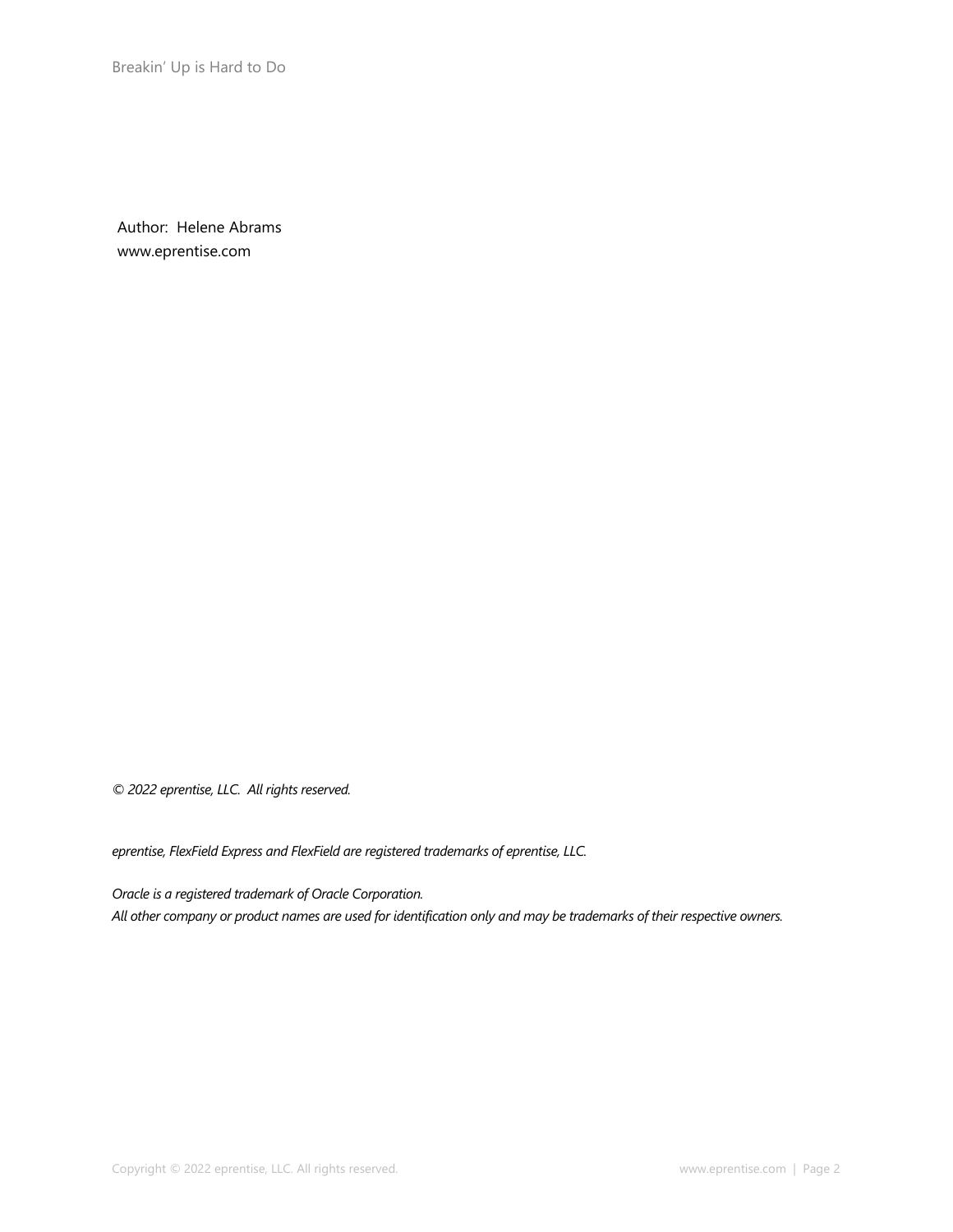Author: Helene Abrams
www.eprentise.com

*© 2022 eprentise, LLC. All rights reserved.*

*eprentise, FlexField Express and FlexField are registered trademarks of eprentise, LLC.*

*Oracle is a registered trademark of Oracle Corporation.*
*All other company or product names are used for identification only and may be trademarks of their respective owners.*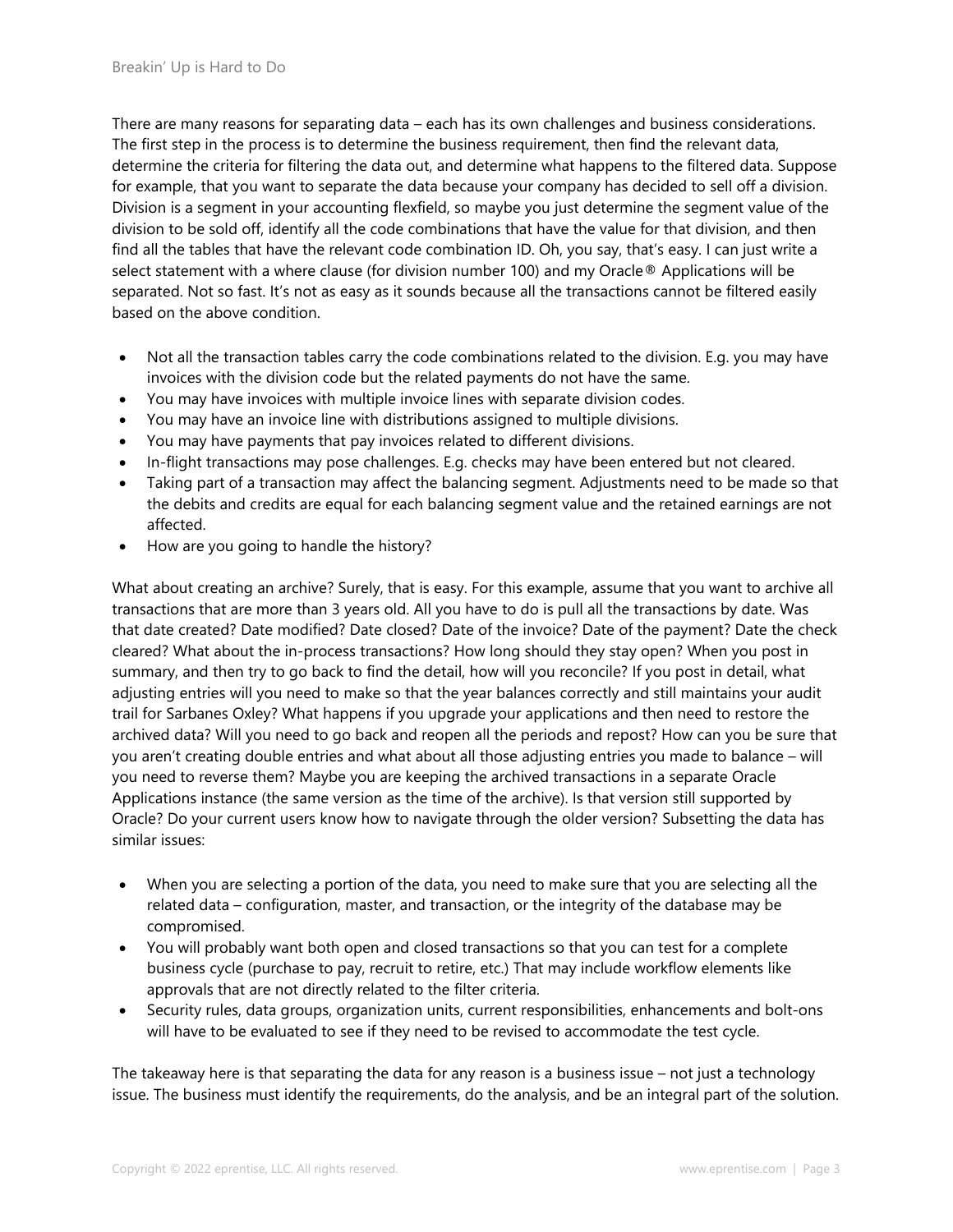There are many reasons for separating data – each has its own challenges and business considerations. The first step in the process is to determine the business requirement, then find the relevant data, determine the criteria for filtering the data out, and determine what happens to the filtered data. Suppose for example, that you want to separate the data because your company has decided to sell off a division. Division is a segment in your accounting flexfield, so maybe you just determine the segment value of the division to be sold off, identify all the code combinations that have the value for that division, and then find all the tables that have the relevant code combination ID. Oh, you say, that's easy. I can just write a select statement with a where clause (for division number 100) and my Oracle® Applications will be separated. Not so fast. It's not as easy as it sounds because all the transactions cannot be filtered easily based on the above condition.

- Not all the transaction tables carry the code combinations related to the division. E.g. you may have invoices with the division code but the related payments do not have the same.
- You may have invoices with multiple invoice lines with separate division codes.
- You may have an invoice line with distributions assigned to multiple divisions.
- You may have payments that pay invoices related to different divisions.
- In-flight transactions may pose challenges. E.g. checks may have been entered but not cleared.
- Taking part of a transaction may affect the balancing segment. Adjustments need to be made so that the debits and credits are equal for each balancing segment value and the retained earnings are not affected.
- How are you going to handle the history?

What about creating an archive? Surely, that is easy. For this example, assume that you want to archive all transactions that are more than 3 years old. All you have to do is pull all the transactions by date. Was that date created? Date modified? Date closed? Date of the invoice? Date of the payment? Date the check cleared? What about the in-process transactions? How long should they stay open? When you post in summary, and then try to go back to find the detail, how will you reconcile? If you post in detail, what adjusting entries will you need to make so that the year balances correctly and still maintains your audit trail for Sarbanes Oxley? What happens if you upgrade your applications and then need to restore the archived data? Will you need to go back and reopen all the periods and repost? How can you be sure that you aren't creating double entries and what about all those adjusting entries you made to balance – will you need to reverse them? Maybe you are keeping the archived transactions in a separate Oracle Applications instance (the same version as the time of the archive). Is that version still supported by Oracle? Do your current users know how to navigate through the older version? Subsetting the data has similar issues:

- When you are selecting a portion of the data, you need to make sure that you are selecting all the related data – configuration, master, and transaction, or the integrity of the database may be compromised.
- You will probably want both open and closed transactions so that you can test for a complete business cycle (purchase to pay, recruit to retire, etc.) That may include workflow elements like approvals that are not directly related to the filter criteria.
- Security rules, data groups, organization units, current responsibilities, enhancements and bolt-ons will have to be evaluated to see if they need to be revised to accommodate the test cycle.

The takeaway here is that separating the data for any reason is a business issue – not just a technology issue. The business must identify the requirements, do the analysis, and be an integral part of the solution.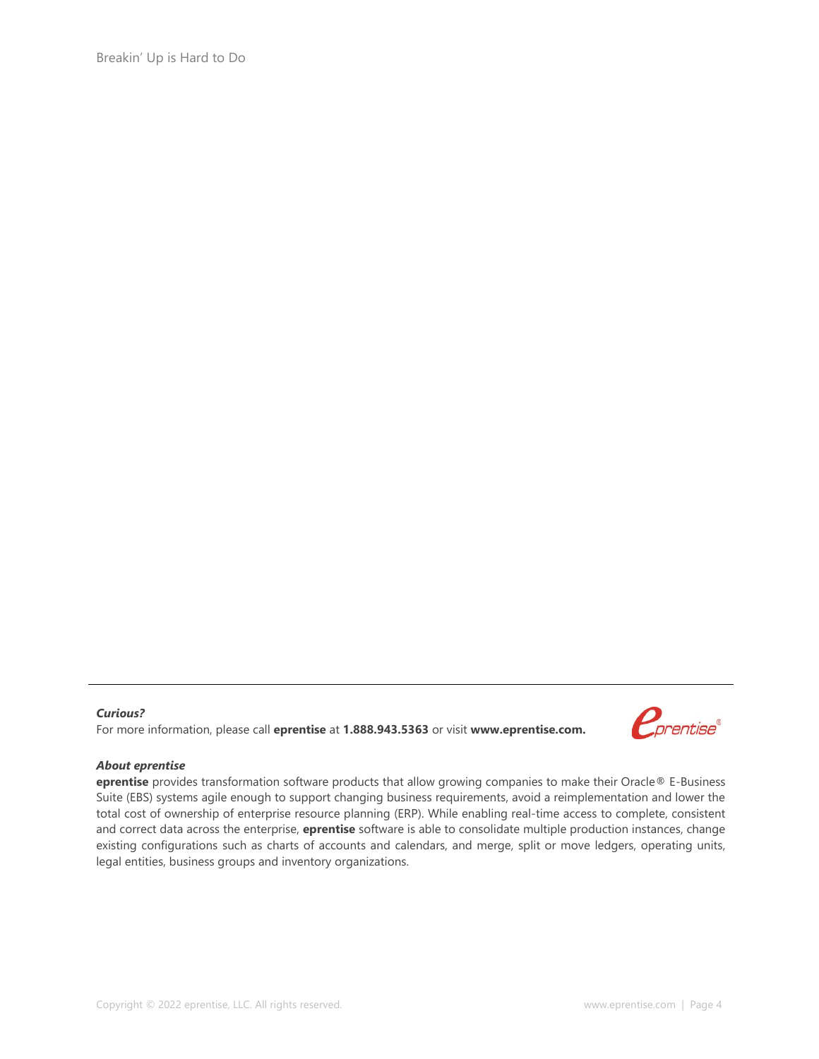***Curious?***
For more information, please call **eprentise** at **1.888.943.5363** or visit **www.eprentise.com.**

***About eprentise***
**eprentise** provides transformation software products that allow growing companies to make their Oracle® E-Business Suite (EBS) systems agile enough to support changing business requirements, avoid a reimplementation and lower the total cost of ownership of enterprise resource planning (ERP). While enabling real-time access to complete, consistent and correct data across the enterprise, **eprentise** software is able to consolidate multiple production instances, change existing configurations such as charts of accounts and calendars, and merge, split or move ledgers, operating units, legal entities, business groups and inventory organizations.

Copyright © 2022 eprentise, LLC. All rights reserved.